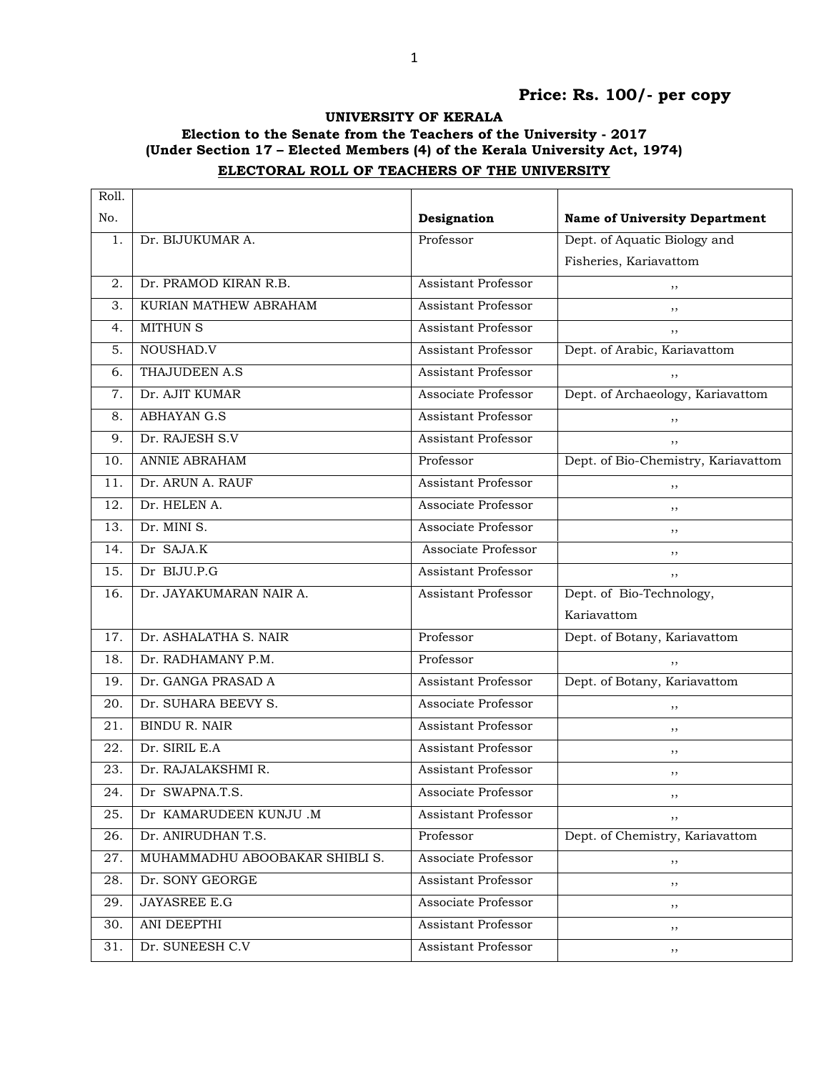**Price: Rs. 100/- per copy**

**UNIVERSITY OF KERALA**

**Election to the Senate from the Teachers of the University - 2017**

**(Under Section 17 – Elected Members (4) of the Kerala University Act, 1974)**

**ELECTORAL ROLL OF TEACHERS OF THE UNIVERSITY**

| Roll. No. | | Designation | Name of University Department |
|---|---|---|---|
| 1. | Dr. BIJUKUMAR A. | Professor | Dept. of Aquatic Biology and Fisheries, Kariavattom |
| 2. | Dr. PRAMOD KIRAN R.B. | Assistant Professor | ,, |
| 3. | KURIAN MATHEW ABRAHAM | Assistant Professor | ,, |
| 4. | MITHUN S | Assistant Professor | ,, |
| 5. | NOUSHAD.V | Assistant Professor | Dept. of Arabic, Kariavattom |
| 6. | THAJUDEEN A.S | Assistant Professor | ,, |
| 7. | Dr. AJIT KUMAR | Associate Professor | Dept. of Archaeology, Kariavattom |
| 8. | ABHAYAN G.S | Assistant Professor | ,, |
| 9. | Dr. RAJESH S.V | Assistant Professor | ,, |
| 10. | ANNIE ABRAHAM | Professor | Dept. of Bio-Chemistry, Kariavattom |
| 11. | Dr. ARUN A. RAUF | Assistant Professor | ,, |
| 12. | Dr. HELEN A. | Associate Professor | ,, |
| 13. | Dr. MINI S. | Associate Professor | ,, |
| 14. | Dr SAJA.K | Associate Professor | ,, |
| 15. | Dr BIJU.P.G | Assistant Professor | ,, |
| 16. | Dr. JAYAKUMARAN NAIR A. | Assistant Professor | Dept. of Bio-Technology, Kariavattom |
| 17. | Dr. ASHALATHA S. NAIR | Professor | Dept. of Botany, Kariavattom |
| 18. | Dr. RADHAMANY P.M. | Professor | ,, |
| 19. | Dr. GANGA PRASAD A | Assistant Professor | Dept. of Botany, Kariavattom |
| 20. | Dr. SUHARA BEEVY S. | Associate Professor | ,, |
| 21. | BINDU R. NAIR | Assistant Professor | ,, |
| 22. | Dr. SIRIL E.A | Assistant Professor | ,, |
| 23. | Dr. RAJALAKSHMI R. | Assistant Professor | ,, |
| 24. | Dr SWAPNA.T.S. | Associate Professor | ,, |
| 25. | Dr KAMARUDEEN KUNJU .M | Assistant Professor | ,, |
| 26. | Dr. ANIRUDHAN T.S. | Professor | Dept. of Chemistry, Kariavattom |
| 27. | MUHAMMADHU ABOOBAKAR SHIBLI S. | Associate Professor | ,, |
| 28. | Dr. SONY GEORGE | Assistant Professor | ,, |
| 29. | JAYASREE E.G | Associate Professor | ,, |
| 30. | ANI DEEPTHI | Assistant Professor | ,, |
| 31. | Dr. SUNEESH C.V | Assistant Professor | ,, |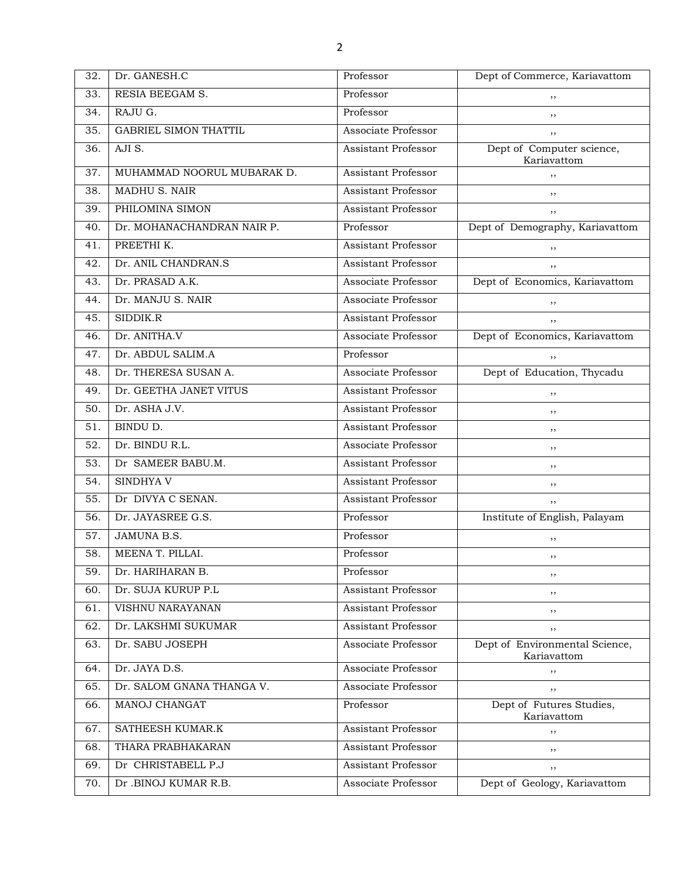| 32. | Dr. GANESH.C | Professor | Dept of Commerce, Kariavattom |
|---|---|---|---|
| 33. | RESIA BEEGAM S. | Professor | ,, |
| 34. | RAJU G. | Professor | ,, |
| 35. | GABRIEL SIMON THATTIL | Associate Professor | ,, |
| 36. | AJI S. | Assistant Professor | Dept of Computer science, Kariavattom |
| 37. | MUHAMMAD NOORUL MUBARAK D. | Assistant Professor | ,, |
| 38. | MADHU S. NAIR | Assistant Professor | ,, |
| 39. | PHILOMINA SIMON | Assistant Professor | ,, |
| 40. | Dr. MOHANACHANDRAN NAIR P. | Professor | Dept of Demography, Kariavattom |
| 41. | PREETHI K. | Assistant Professor | ,, |
| 42. | Dr. ANIL CHANDRAN.S | Assistant Professor | ,, |
| 43. | Dr. PRASAD A.K. | Associate Professor | Dept of Economics, Kariavattom |
| 44. | Dr. MANJU S. NAIR | Associate Professor | ,, |
| 45. | SIDDIK.R | Assistant Professor | ,, |
| 46. | Dr. ANITHA.V | Associate Professor | Dept of Economics, Kariavattom |
| 47. | Dr. ABDUL SALIM.A | Professor | ,, |
| 48. | Dr. THERESA SUSAN A. | Associate Professor | Dept of Education, Thycadu |
| 49. | Dr. GEETHA JANET VITUS | Assistant Professor | ,, |
| 50. | Dr. ASHA J.V. | Assistant Professor | ,, |
| 51. | BINDU D. | Assistant Professor | ,, |
| 52. | Dr. BINDU R.L. | Associate Professor | ,, |
| 53. | Dr SAMEER BABU.M. | Assistant Professor | ,, |
| 54. | SINDHYA V | Assistant Professor | ,, |
| 55. | Dr DIVYA C SENAN. | Assistant Professor | ,, |
| 56. | Dr. JAYASREE G.S. | Professor | Institute of English, Palayam |
| 57. | JAMUNA B.S. | Professor | ,, |
| 58. | MEENA T. PILLAI. | Professor | ,, |
| 59. | Dr. HARIHARAN B. | Professor | ,, |
| 60. | Dr. SUJA KURUP P.L | Assistant Professor | ,, |
| 61. | VISHNU NARAYANAN | Assistant Professor | ,, |
| 62. | Dr. LAKSHMI SUKUMAR | Assistant Professor | ,, |
| 63. | Dr. SABU JOSEPH | Associate Professor | Dept of Environmental Science, Kariavattom |
| 64. | Dr. JAYA D.S. | Associate Professor | ,, |
| 65. | Dr. SALOM GNANA THANGA V. | Associate Professor | ,, |
| 66. | MANOJ CHANGAT | Professor | Dept of Futures Studies, Kariavattom |
| 67. | SATHEESH KUMAR.K | Assistant Professor | ,, |
| 68. | THARA PRABHAKARAN | Assistant Professor | ,, |
| 69. | Dr CHRISTABELL P.J | Assistant Professor | ,, |
| 70. | Dr .BINOJ KUMAR R.B. | Associate Professor | Dept of Geology, Kariavattom |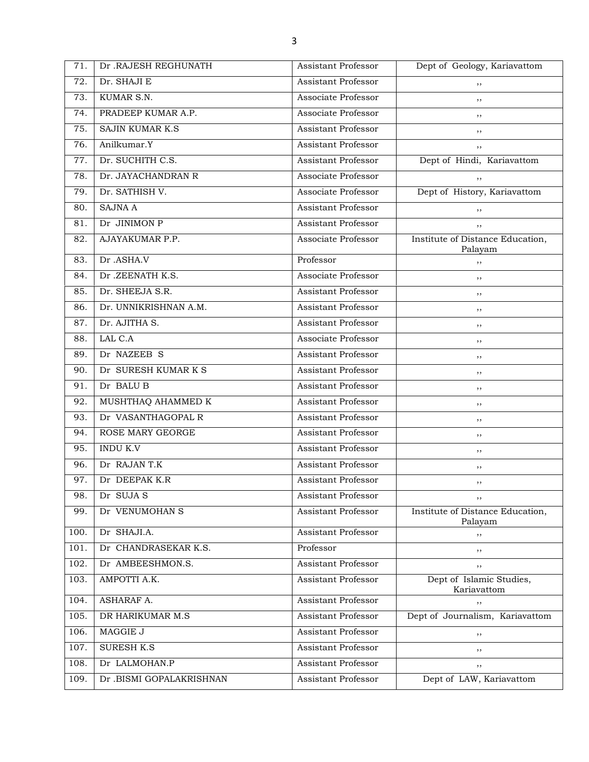| 71. | Dr .RAJESH REGHUNATH | Assistant Professor | Dept of Geology, Kariavattom |
|---|---|---|---|
| 72. | Dr. SHAJI E | Assistant Professor | ,, |
| 73. | KUMAR S.N. | Associate Professor | ,, |
| 74. | PRADEEP KUMAR A.P. | Associate Professor | ,, |
| 75. | SAJIN KUMAR K.S | Assistant Professor | ,, |
| 76. | Anilkumar.Y | Assistant Professor | ,, |
| 77. | Dr. SUCHITH C.S. | Assistant Professor | Dept of Hindi, Kariavattom |
| 78. | Dr. JAYACHANDRAN R | Associate Professor | ,, |
| 79. | Dr. SATHISH V. | Associate Professor | Dept of History, Kariavattom |
| 80. | SAJNA A | Assistant Professor | ,, |
| 81. | Dr JINIMON P | Assistant Professor | ,, |
| 82. | AJAYAKUMAR P.P. | Associate Professor | Institute of Distance Education, Palayam |
| 83. | Dr .ASHA.V | Professor | ,, |
| 84. | Dr .ZEENATH K.S. | Associate Professor | ,, |
| 85. | Dr. SHEEJA S.R. | Assistant Professor | ,, |
| 86. | Dr. UNNIKRISHNAN A.M. | Assistant Professor | ,, |
| 87. | Dr. AJITHA S. | Assistant Professor | ,, |
| 88. | LAL C.A | Associate Professor | ,, |
| 89. | Dr NAZEEB S | Assistant Professor | ,, |
| 90. | Dr SURESH KUMAR K S | Assistant Professor | ,, |
| 91. | Dr BALU B | Assistant Professor | ,, |
| 92. | MUSHTHAQ AHAMMED K | Assistant Professor | ,, |
| 93. | Dr VASANTHAGOPAL R | Assistant Professor | ,, |
| 94. | ROSE MARY GEORGE | Assistant Professor | ,, |
| 95. | INDU K.V | Assistant Professor | ,, |
| 96. | Dr RAJAN T.K | Assistant Professor | ,, |
| 97. | Dr DEEPAK K.R | Assistant Professor | ,, |
| 98. | Dr SUJA S | Assistant Professor | ,, |
| 99. | Dr VENUMOHAN S | Assistant Professor | Institute of Distance Education, Palayam |
| 100. | Dr SHAJI.A. | Assistant Professor | ,, |
| 101. | Dr CHANDRASEKAR K.S. | Professor | ,, |
| 102. | Dr AMBEESHMON.S. | Assistant Professor | ,, |
| 103. | AMPOTTI A.K. | Assistant Professor | Dept of Islamic Studies, Kariavattom |
| 104. | ASHARAF A. | Assistant Professor | ,, |
| 105. | DR HARIKUMAR M.S | Assistant Professor | Dept of Journalism, Kariavattom |
| 106. | MAGGIE J | Assistant Professor | ,, |
| 107. | SURESH K.S | Assistant Professor | ,, |
| 108. | Dr LALMOHAN.P | Assistant Professor | ,, |
| 109. | Dr .BISMI GOPALAKRISHNAN | Assistant Professor | Dept of LAW, Kariavattom |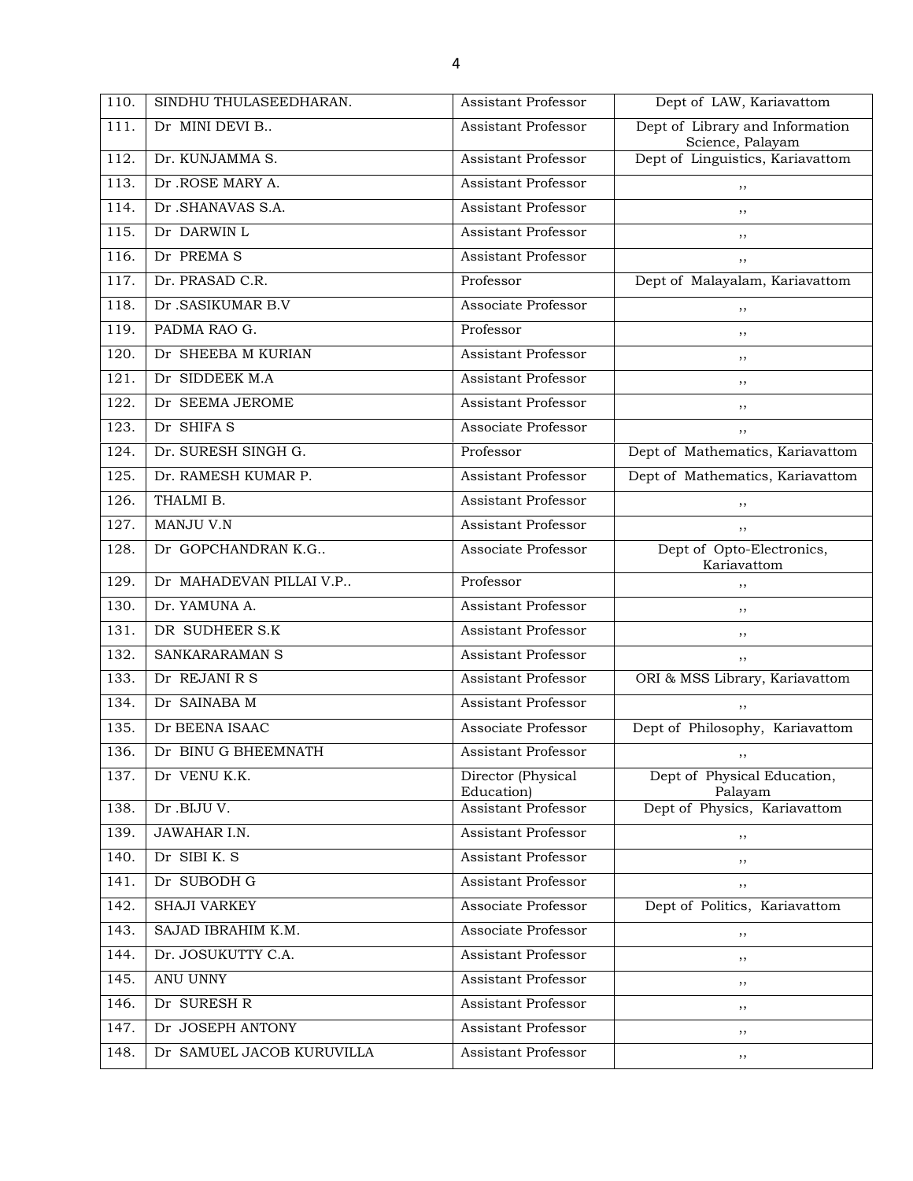| 110. | SINDHU THULASEEDHARAN. | Assistant Professor | Dept of LAW, Kariavattom |
|---|---|---|---|
| 111. | Dr MINI DEVI B.. | Assistant Professor | Dept of Library and Information Science, Palayam |
| 112. | Dr. KUNJAMMA S. | Assistant Professor | Dept of Linguistics, Kariavattom |
| 113. | Dr .ROSE MARY A. | Assistant Professor | ,, |
| 114. | Dr .SHANAVAS S.A. | Assistant Professor | ,, |
| 115. | Dr DARWIN L | Assistant Professor | ,, |
| 116. | Dr PREMA S | Assistant Professor | ,, |
| 117. | Dr. PRASAD C.R. | Professor | Dept of Malayalam, Kariavattom |
| 118. | Dr .SASIKUMAR B.V | Associate Professor | ,, |
| 119. | PADMA RAO G. | Professor | ,, |
| 120. | Dr SHEEBA M KURIAN | Assistant Professor | ,, |
| 121. | Dr SIDDEEK M.A | Assistant Professor | ,, |
| 122. | Dr SEEMA JEROME | Assistant Professor | ,, |
| 123. | Dr SHIFA S | Associate Professor | ,, |
| 124. | Dr. SURESH SINGH G. | Professor | Dept of Mathematics, Kariavattom |
| 125. | Dr. RAMESH KUMAR P. | Assistant Professor | Dept of Mathematics, Kariavattom |
| 126. | THALMI B. | Assistant Professor | ,, |
| 127. | MANJU V.N | Assistant Professor | ,, |
| 128. | Dr GOPCHANDRAN K.G.. | Associate Professor | Dept of Opto-Electronics, Kariavattom |
| 129. | Dr MAHADEVAN PILLAI V.P.. | Professor | ,, |
| 130. | Dr. YAMUNA A. | Assistant Professor | ,, |
| 131. | DR SUDHEER S.K | Assistant Professor | ,, |
| 132. | SANKARARAMAN S | Assistant Professor | ,, |
| 133. | Dr REJANI R S | Assistant Professor | ORI & MSS Library, Kariavattom |
| 134. | Dr SAINABA M | Assistant Professor | ,, |
| 135. | Dr BEENA ISAAC | Associate Professor | Dept of Philosophy, Kariavattom |
| 136. | Dr BINU G BHEEMNATH | Assistant Professor | ,, |
| 137. | Dr VENU K.K. | Director (Physical Education) | Dept of Physical Education, Palayam |
| 138. | Dr .BIJU V. | Assistant Professor | Dept of Physics, Kariavattom |
| 139. | JAWAHAR I.N. | Assistant Professor | ,, |
| 140. | Dr SIBI K. S | Assistant Professor | ,, |
| 141. | Dr SUBODH G | Assistant Professor | ,, |
| 142. | SHAJI VARKEY | Associate Professor | Dept of Politics, Kariavattom |
| 143. | SAJAD IBRAHIM K.M. | Associate Professor | ,, |
| 144. | Dr. JOSUKUTTY C.A. | Assistant Professor | ,, |
| 145. | ANU UNNY | Assistant Professor | ,, |
| 146. | Dr SURESH R | Assistant Professor | ,, |
| 147. | Dr JOSEPH ANTONY | Assistant Professor | ,, |
| 148. | Dr SAMUEL JACOB KURUVILLA | Assistant Professor | ,, |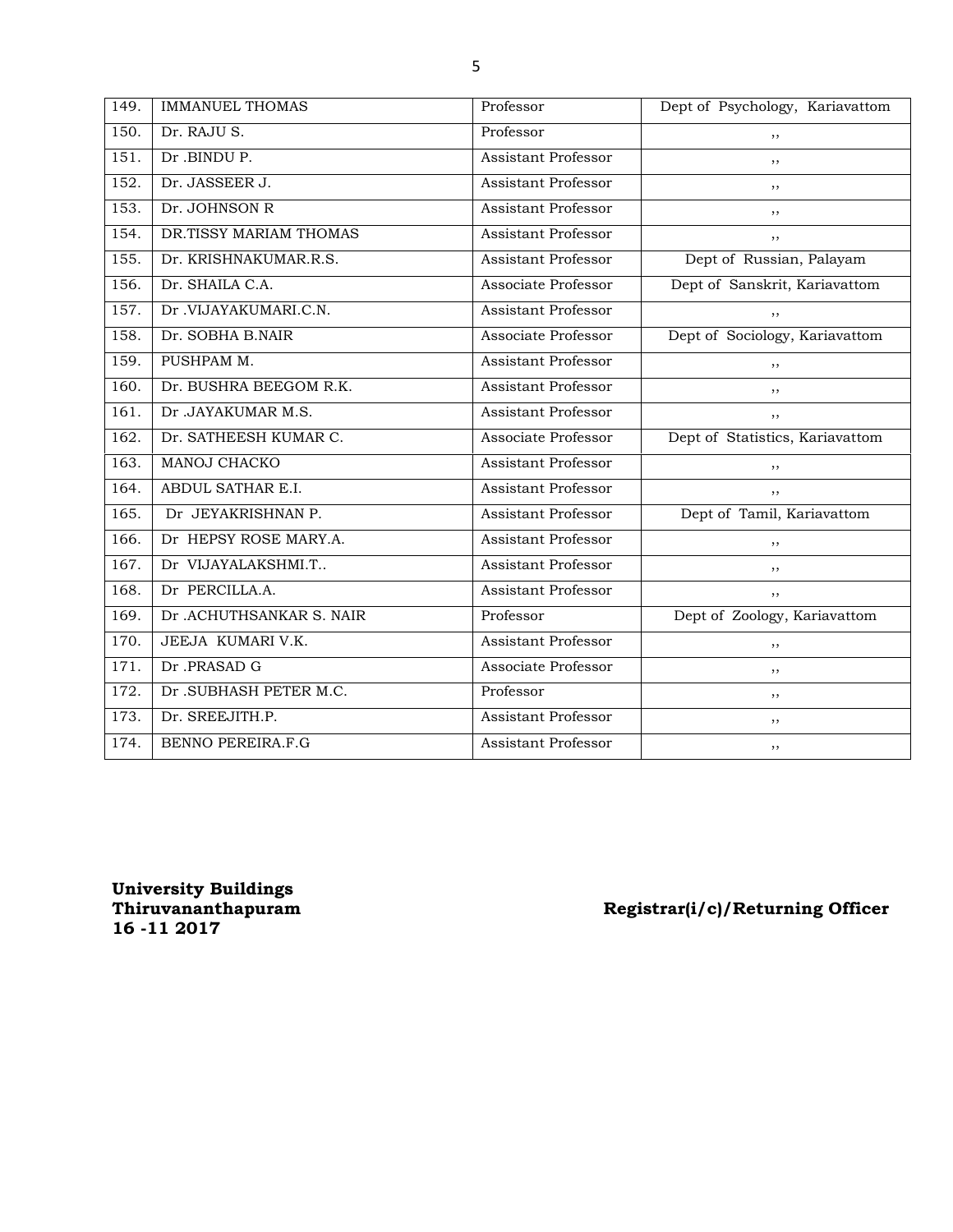| | | | |
|---|---|---|---|
| 149. | IMMANUEL THOMAS | Professor | Dept of Psychology, Kariavattom |
| 150. | Dr. RAJU S. | Professor | ,, |
| 151. | Dr .BINDU P. | Assistant Professor | ,, |
| 152. | Dr. JASSEER J. | Assistant Professor | ,, |
| 153. | Dr. JOHNSON R | Assistant Professor | ,, |
| 154. | DR.TISSY MARIAM THOMAS | Assistant Professor | ,, |
| 155. | Dr. KRISHNAKUMAR.R.S. | Assistant Professor | Dept of Russian, Palayam |
| 156. | Dr. SHAILA C.A. | Associate Professor | Dept of Sanskrit, Kariavattom |
| 157. | Dr .VIJAYAKUMARI.C.N. | Assistant Professor | ,, |
| 158. | Dr. SOBHA B.NAIR | Associate Professor | Dept of Sociology, Kariavattom |
| 159. | PUSHPAM M. | Assistant Professor | ,, |
| 160. | Dr. BUSHRA BEEGOM R.K. | Assistant Professor | ,, |
| 161. | Dr .JAYAKUMAR M.S. | Assistant Professor | ,, |
| 162. | Dr. SATHEESH KUMAR C. | Associate Professor | Dept of Statistics, Kariavattom |
| 163. | MANOJ CHACKO | Assistant Professor | ,, |
| 164. | ABDUL SATHAR E.I. | Assistant Professor | ,, |
| 165. | Dr JEYAKRISHNAN P. | Assistant Professor | Dept of Tamil, Kariavattom |
| 166. | Dr HEPSY ROSE MARY.A. | Assistant Professor | ,, |
| 167. | Dr VIJAYALAKSHMI.T.. | Assistant Professor | ,, |
| 168. | Dr PERCILLA.A. | Assistant Professor | ,, |
| 169. | Dr .ACHUTHSANKAR S. NAIR | Professor | Dept of Zoology, Kariavattom |
| 170. | JEEJA KUMARI V.K. | Assistant Professor | ,, |
| 171. | Dr .PRASAD G | Associate Professor | ,, |
| 172. | Dr .SUBHASH PETER M.C. | Professor | ,, |
| 173. | Dr. SREEJITH.P. | Assistant Professor | ,, |
| 174. | BENNO PEREIRA.F.G | Assistant Professor | ,, |

**University Buildings**
**Thiruvananthapuram**
**16 -11 2017**

**Registrar(i/c)/Returning Officer**